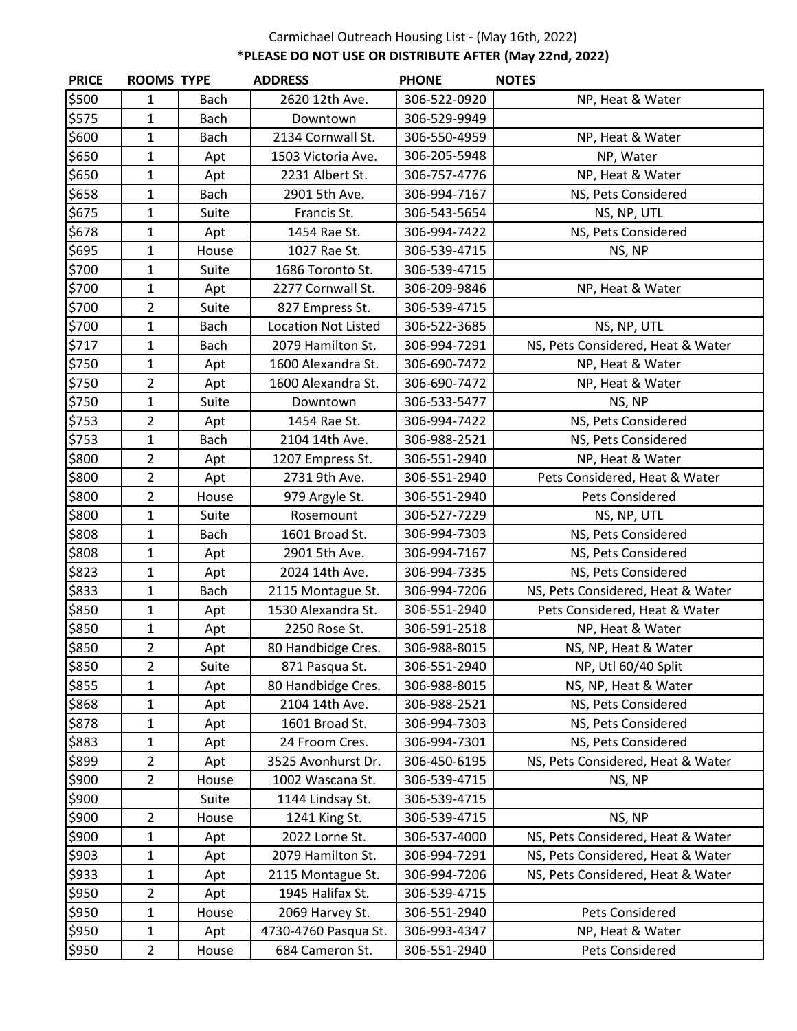Carmichael Outreach Housing List - (May 16th, 2022)

**\*PLEASE DO NOT USE OR DISTRIBUTE AFTER (May 22nd, 2022)**

| PRICE | ROOMS | TYPE | ADDRESS | PHONE | NOTES |
|---|---|---|---|---|---|
| $500 | 1 | Bach | 2620 12th Ave. | 306-522-0920 | NP, Heat & Water |
| $575 | 1 | Bach | Downtown | 306-529-9949 | |
| $600 | 1 | Bach | 2134 Cornwall St. | 306-550-4959 | NP, Heat & Water |
| $650 | 1 | Apt | 1503 Victoria Ave. | 306-205-5948 | NP, Water |
| $650 | 1 | Apt | 2231 Albert St. | 306-757-4776 | NP, Heat & Water |
| $658 | 1 | Bach | 2901 5th Ave. | 306-994-7167 | NS, Pets Considered |
| $675 | 1 | Suite | Francis St. | 306-543-5654 | NS, NP, UTL |
| $678 | 1 | Apt | 1454 Rae St. | 306-994-7422 | NS, Pets Considered |
| $695 | 1 | House | 1027 Rae St. | 306-539-4715 | NS, NP |
| $700 | 1 | Suite | 1686 Toronto St. | 306-539-4715 | |
| $700 | 1 | Apt | 2277 Cornwall St. | 306-209-9846 | NP, Heat & Water |
| $700 | 2 | Suite | 827 Empress St. | 306-539-4715 | |
| $700 | 1 | Bach | Location Not Listed | 306-522-3685 | NS, NP, UTL |
| $717 | 1 | Bach | 2079 Hamilton St. | 306-994-7291 | NS, Pets Considered, Heat & Water |
| $750 | 1 | Apt | 1600 Alexandra St. | 306-690-7472 | NP, Heat & Water |
| $750 | 2 | Apt | 1600 Alexandra St. | 306-690-7472 | NP, Heat & Water |
| $750 | 1 | Suite | Downtown | 306-533-5477 | NS, NP |
| $753 | 2 | Apt | 1454 Rae St. | 306-994-7422 | NS, Pets Considered |
| $753 | 1 | Bach | 2104 14th Ave. | 306-988-2521 | NS, Pets Considered |
| $800 | 2 | Apt | 1207 Empress St. | 306-551-2940 | NP, Heat & Water |
| $800 | 2 | Apt | 2731 9th Ave. | 306-551-2940 | Pets Considered, Heat & Water |
| $800 | 2 | House | 979 Argyle St. | 306-551-2940 | Pets Considered |
| $800 | 1 | Suite | Rosemount | 306-527-7229 | NS, NP, UTL |
| $808 | 1 | Bach | 1601 Broad St. | 306-994-7303 | NS, Pets Considered |
| $808 | 1 | Apt | 2901 5th Ave. | 306-994-7167 | NS, Pets Considered |
| $823 | 1 | Apt | 2024 14th Ave. | 306-994-7335 | NS, Pets Considered |
| $833 | 1 | Bach | 2115 Montague St. | 306-994-7206 | NS, Pets Considered, Heat & Water |
| $850 | 1 | Apt | 1530 Alexandra St. | 306-551-2940 | Pets Considered, Heat & Water |
| $850 | 1 | Apt | 2250 Rose St. | 306-591-2518 | NP, Heat & Water |
| $850 | 2 | Apt | 80 Handbidge Cres. | 306-988-8015 | NS, NP, Heat & Water |
| $850 | 2 | Suite | 871 Pasqua St. | 306-551-2940 | NP, Utl 60/40 Split |
| $855 | 1 | Apt | 80 Handbidge Cres. | 306-988-8015 | NS, NP, Heat & Water |
| $868 | 1 | Apt | 2104 14th Ave. | 306-988-2521 | NS, Pets Considered |
| $878 | 1 | Apt | 1601 Broad St. | 306-994-7303 | NS, Pets Considered |
| $883 | 1 | Apt | 24 Froom Cres. | 306-994-7301 | NS, Pets Considered |
| $899 | 2 | Apt | 3525 Avonhurst Dr. | 306-450-6195 | NS, Pets Considered, Heat & Water |
| $900 | 2 | House | 1002 Wascana St. | 306-539-4715 | NS, NP |
| $900 | | Suite | 1144 Lindsay St. | 306-539-4715 | |
| $900 | 2 | House | 1241 King St. | 306-539-4715 | NS, NP |
| $900 | 1 | Apt | 2022 Lorne St. | 306-537-4000 | NS, Pets Considered, Heat & Water |
| $903 | 1 | Apt | 2079 Hamilton St. | 306-994-7291 | NS, Pets Considered, Heat & Water |
| $933 | 1 | Apt | 2115 Montague St. | 306-994-7206 | NS, Pets Considered, Heat & Water |
| $950 | 2 | Apt | 1945 Halifax St. | 306-539-4715 | |
| $950 | 1 | House | 2069 Harvey St. | 306-551-2940 | Pets Considered |
| $950 | 1 | Apt | 4730-4760 Pasqua St. | 306-993-4347 | NP, Heat & Water |
| $950 | 2 | House | 684 Cameron St. | 306-551-2940 | Pets Considered |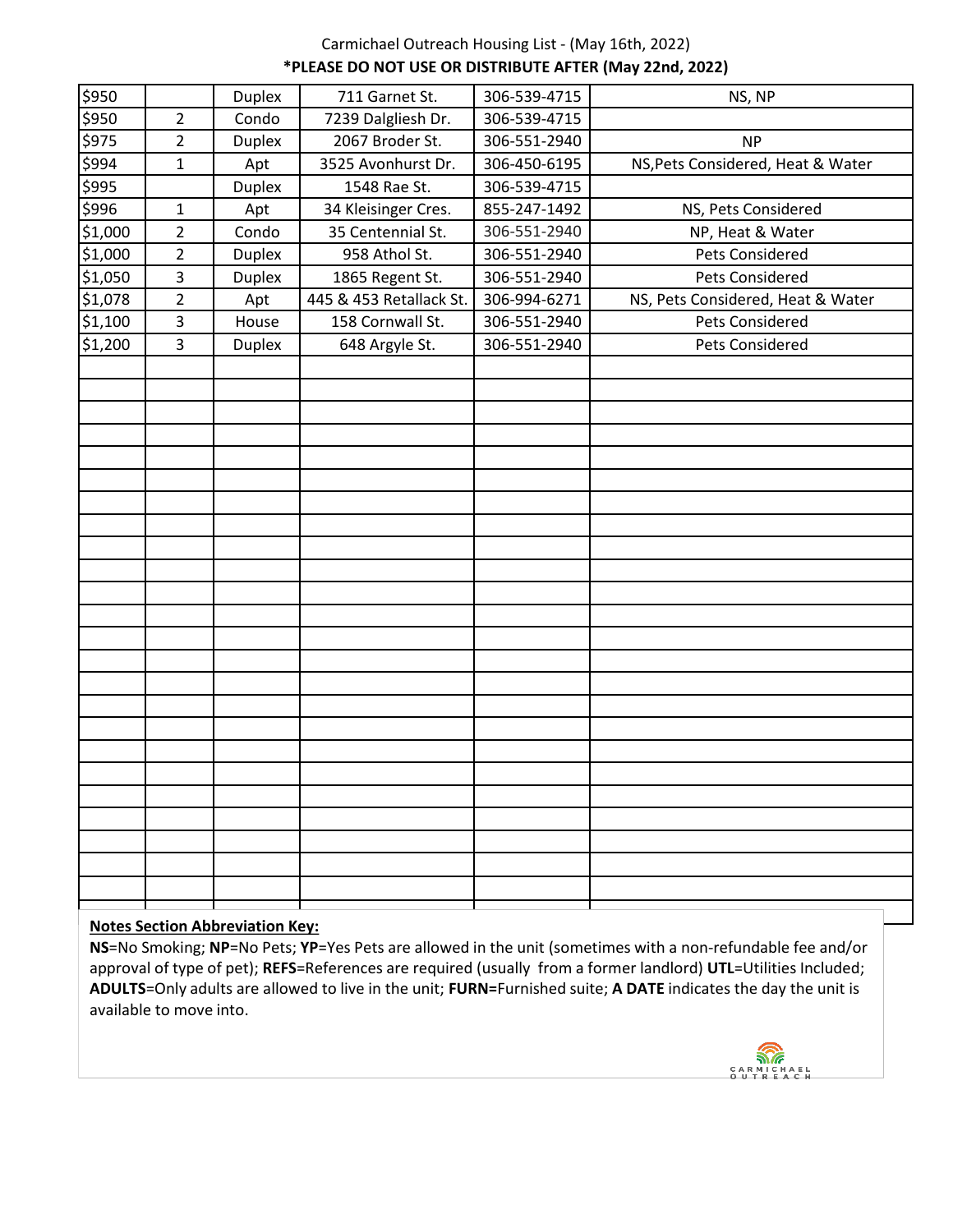Carmichael Outreach Housing List - (May 16th, 2022)

**\*PLEASE DO NOT USE OR DISTRIBUTE AFTER (May 22nd, 2022)**

| | | | | | |
|---|---|---|---|---|---|
| $950 | | Duplex | 711 Garnet St. | 306-539-4715 | NS, NP |
| $950 | 2 | Condo | 7239 Dalgliesh Dr. | 306-539-4715 | |
| $975 | 2 | Duplex | 2067 Broder St. | 306-551-2940 | NP |
| $994 | 1 | Apt | 3525 Avonhurst Dr. | 306-450-6195 | NS,Pets Considered, Heat & Water |
| $995 | | Duplex | 1548 Rae St. | 306-539-4715 | |
| $996 | 1 | Apt | 34 Kleisinger Cres. | 855-247-1492 | NS, Pets Considered |
| $1,000 | 2 | Condo | 35 Centennial St. | 306-551-2940 | NP, Heat & Water |
| $1,000 | 2 | Duplex | 958 Athol St. | 306-551-2940 | Pets Considered |
| $1,050 | 3 | Duplex | 1865 Regent St. | 306-551-2940 | Pets Considered |
| $1,078 | 2 | Apt | 445 & 453 Retallack St. | 306-994-6271 | NS, Pets Considered, Heat & Water |
| $1,100 | 3 | House | 158 Cornwall St. | 306-551-2940 | Pets Considered |
| $1,200 | 3 | Duplex | 648 Argyle St. | 306-551-2940 | Pets Considered |

**Notes Section Abbreviation Key:**

**NS**=No Smoking; **NP**=No Pets; **YP**=Yes Pets are allowed in the unit (sometimes with a non-refundable fee and/or approval of type of pet); **REFS**=References are required (usually from a former landlord) **UTL**=Utilities Included; **ADULTS**=Only adults are allowed to live in the unit; **FURN=**Furnished suite; **A DATE** indicates the day the unit is available to move into.

CARMICHAEL OUTREACH